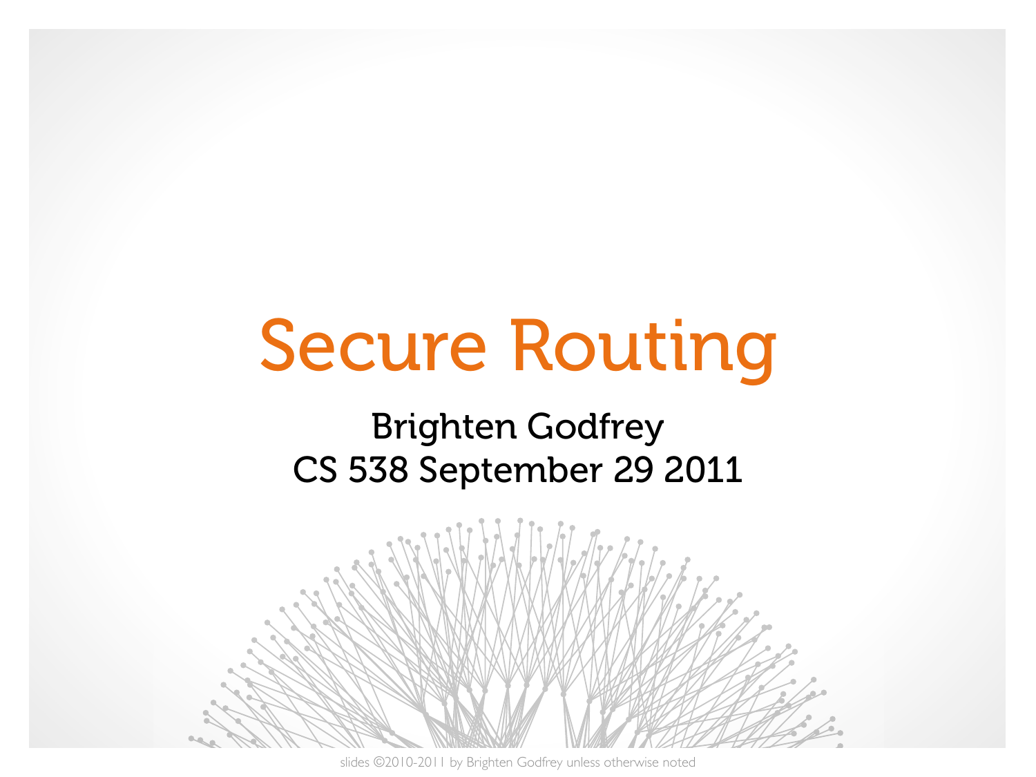# Secure Routing

Brighten Godfrey
CS 538 September 29 2011

slides ©2010-2011 by Brighten Godfrey unless otherwise noted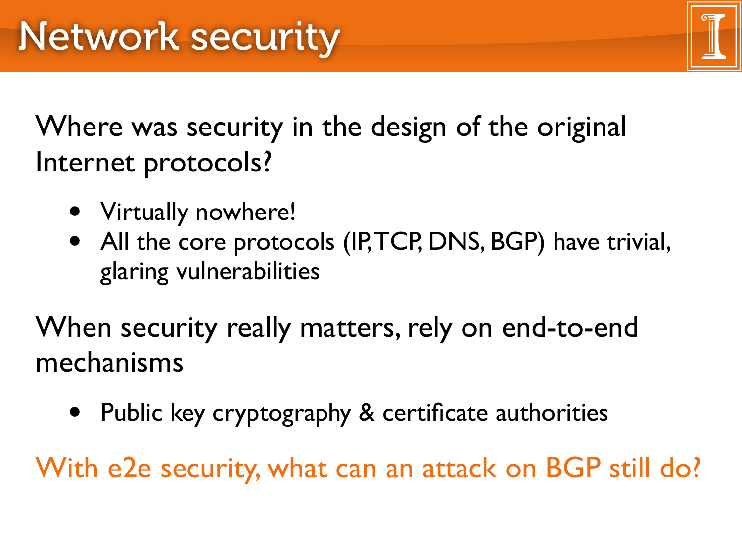# Network security

Where was security in the design of the original Internet protocols?

- Virtually nowhere!
- All the core protocols (IP, TCP, DNS, BGP) have trivial, glaring vulnerabilities

When security really matters, rely on end-to-end mechanisms

- Public key cryptography & certificate authorities

With e2e security, what can an attack on BGP still do?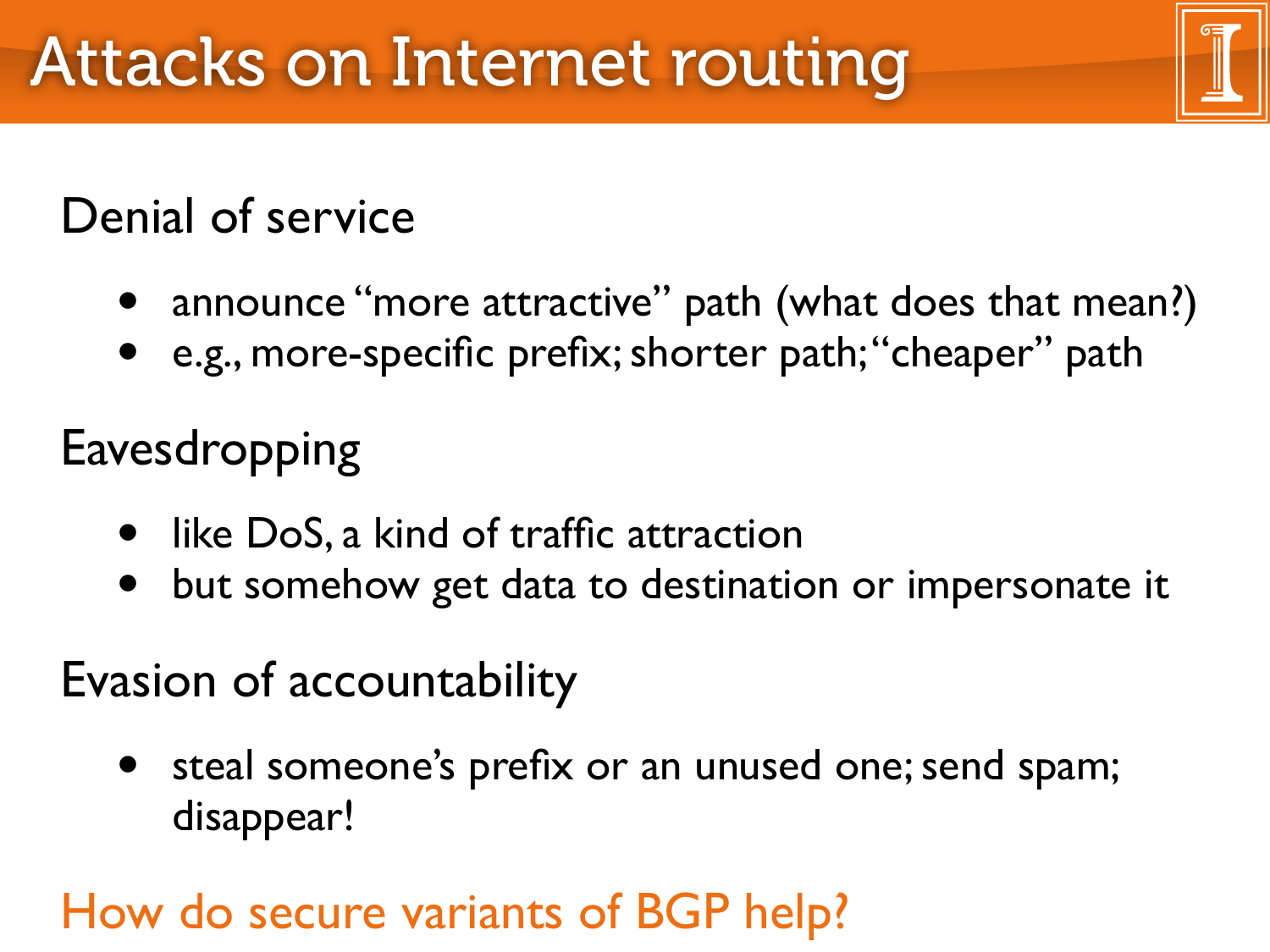# Attacks on Internet routing

## Denial of service

- announce "more attractive" path (what does that mean?)
- e.g., more-specific prefix; shorter path; "cheaper" path

## Eavesdropping

- like DoS, a kind of traffic attraction
- but somehow get data to destination or impersonate it

## Evasion of accountability

- steal someone's prefix or an unused one; send spam; disappear!

How do secure variants of BGP help?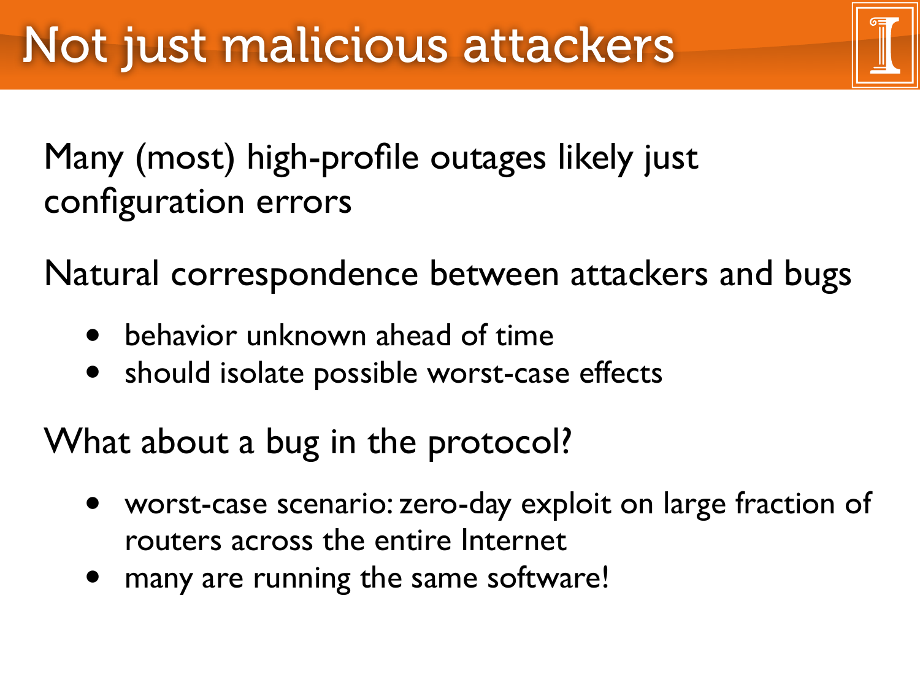# Not just malicious attackers

Many (most) high-profile outages likely just configuration errors

Natural correspondence between attackers and bugs

- behavior unknown ahead of time
- should isolate possible worst-case effects

What about a bug in the protocol?

- worst-case scenario: zero-day exploit on large fraction of routers across the entire Internet
- many are running the same software!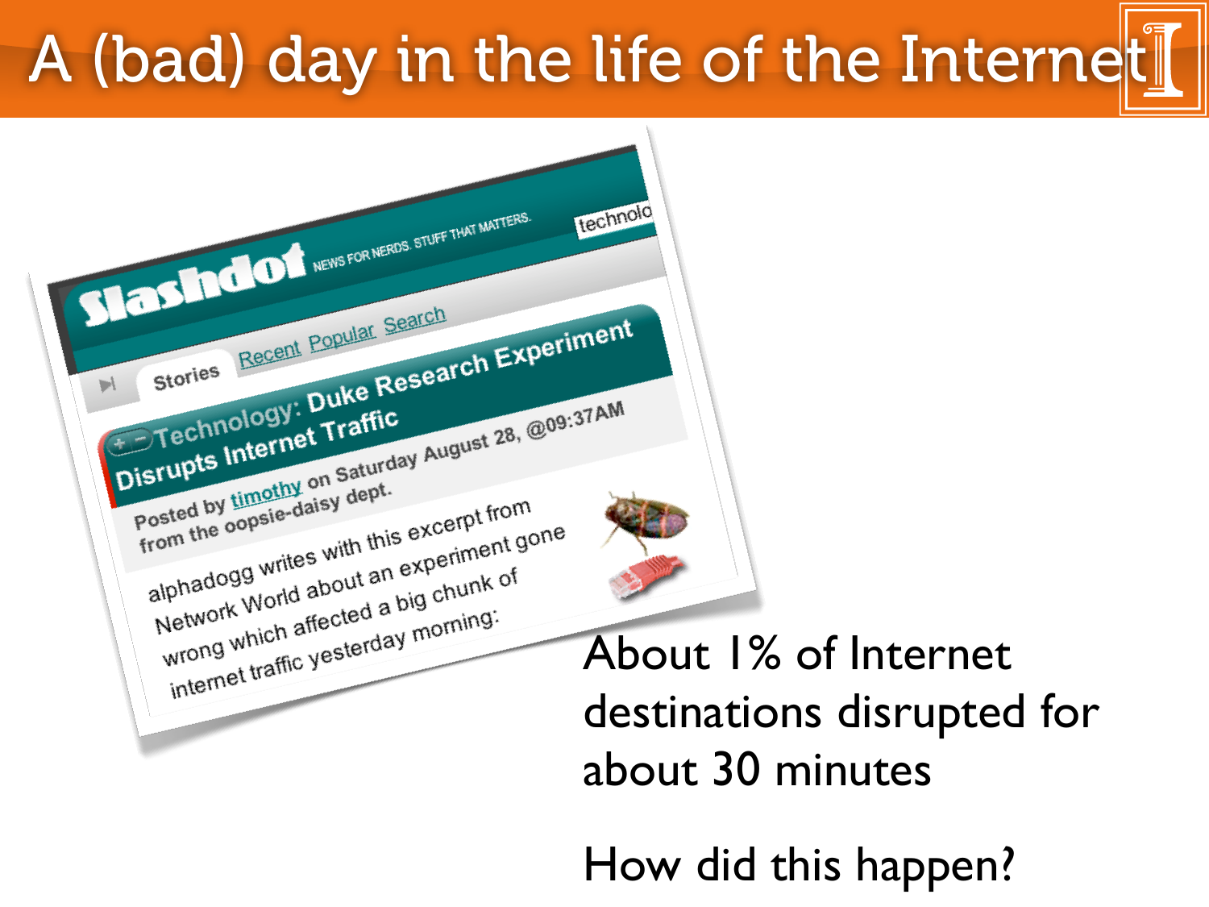# A (bad) day in the life of the Internet

Slashdot NEWS FOR NERDS. STUFF THAT MATTERS.

Stories Recent Popular Search

**Technology: Duke Research Experiment Disrupts Internet Traffic**

Posted by timothy on Saturday August 28, @09:37AM from the oopsie-daisy dept.

alphadogg writes with this excerpt from Network World about an experiment gone wrong which affected a big chunk of internet traffic yesterday morning:

About 1% of Internet destinations disrupted for about 30 minutes

How did this happen?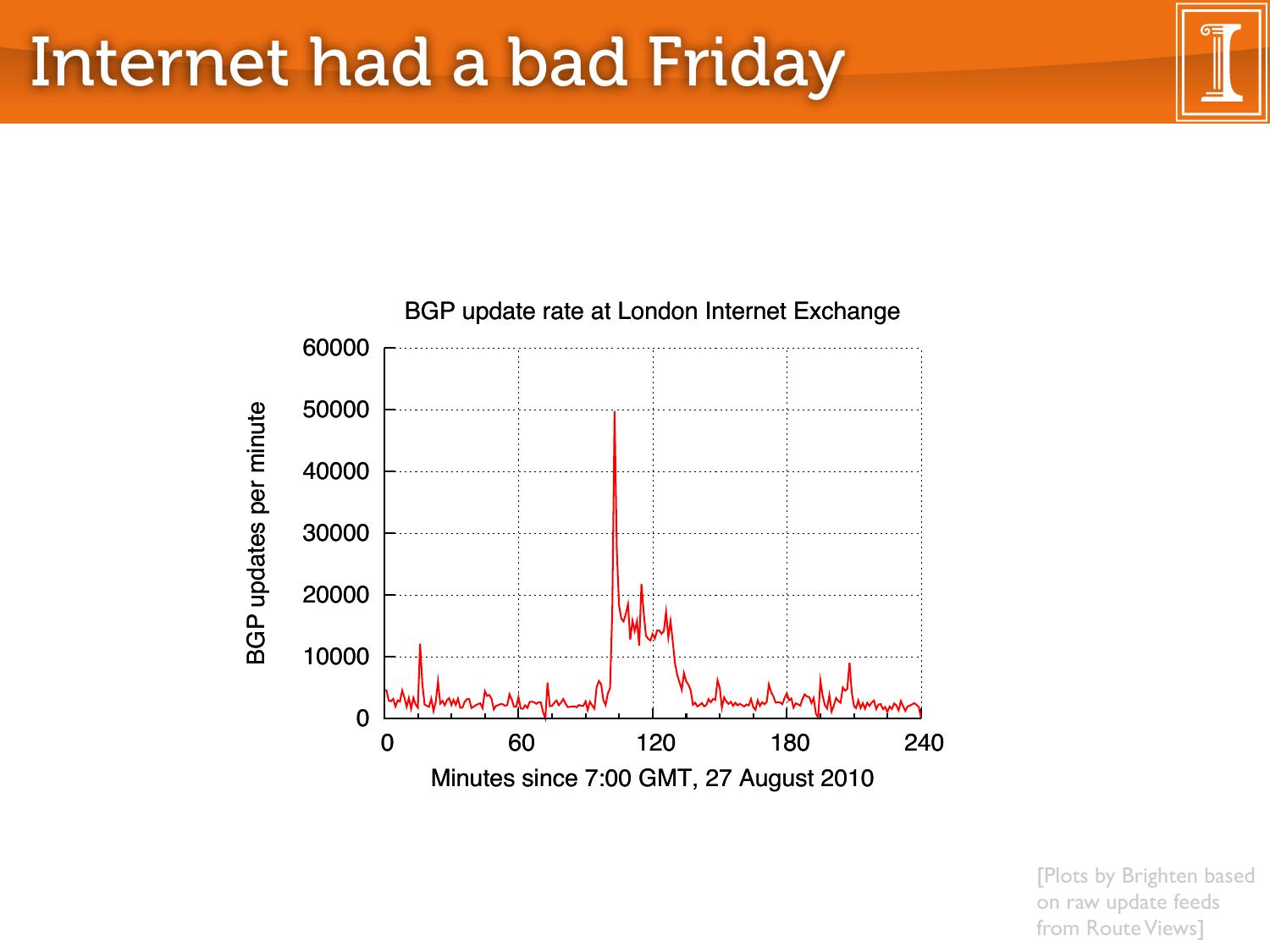# Internet had a bad Friday

BGP update rate at London Internet Exchange

BGP updates per minute

60000
50000
40000
30000
20000
10000
0

0
60
120
180
240

Minutes since 7:00 GMT, 27 August 2010

[Plots by Brighten based on raw update feeds from Route Views]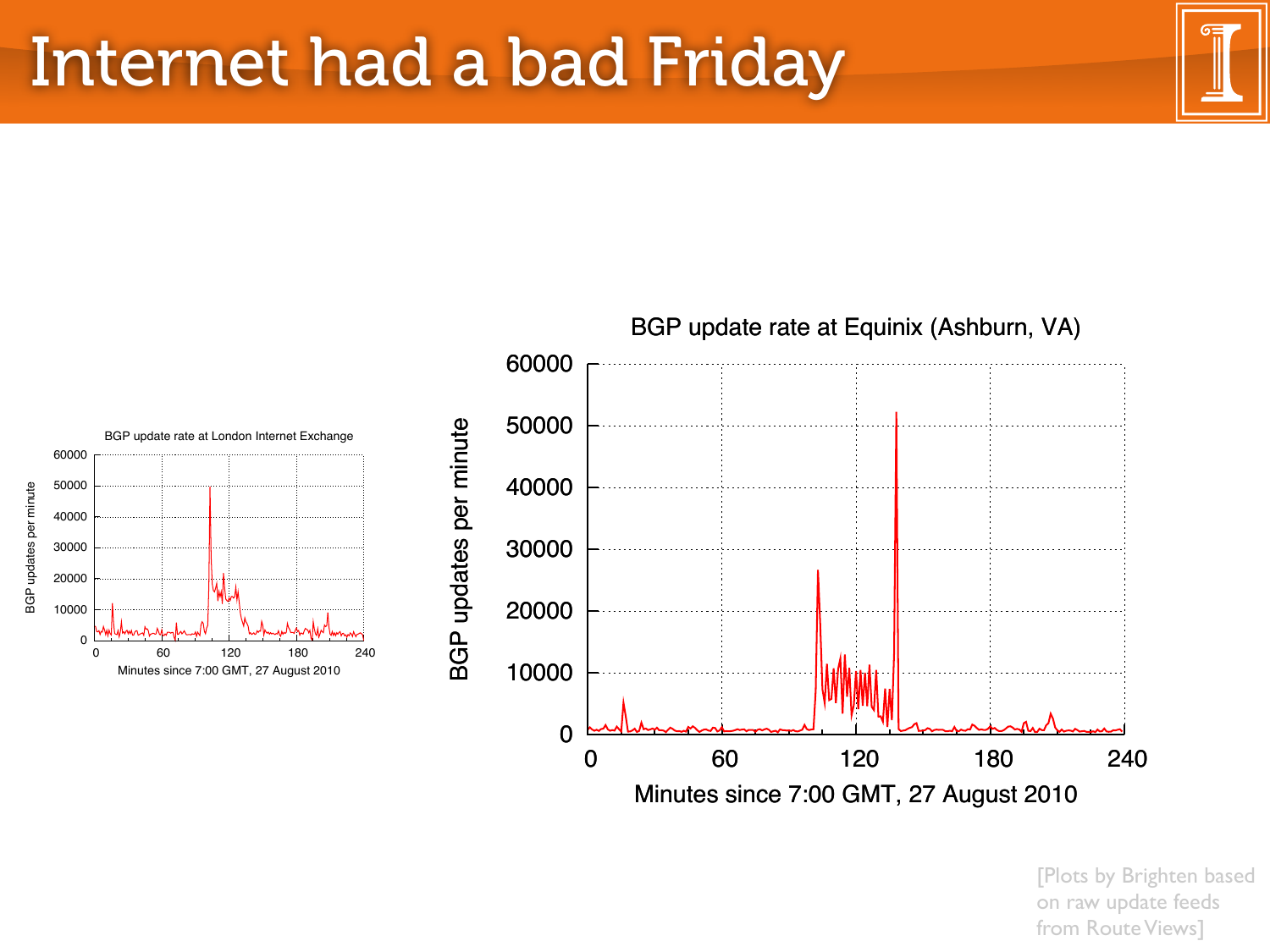# Internet had a bad Friday

BGP update rate at London Internet Exchange

BGP updates per minute

60000
50000
40000
30000
20000
10000
0

0
60
120
180
240

Minutes since 7:00 GMT, 27 August 2010

BGP update rate at Equinix (Ashburn, VA)

BGP updates per minute

60000
50000
40000
30000
20000
10000
0

0
60
120
180
240

Minutes since 7:00 GMT, 27 August 2010

[Plots by Brighten based on raw update feeds from Route Views]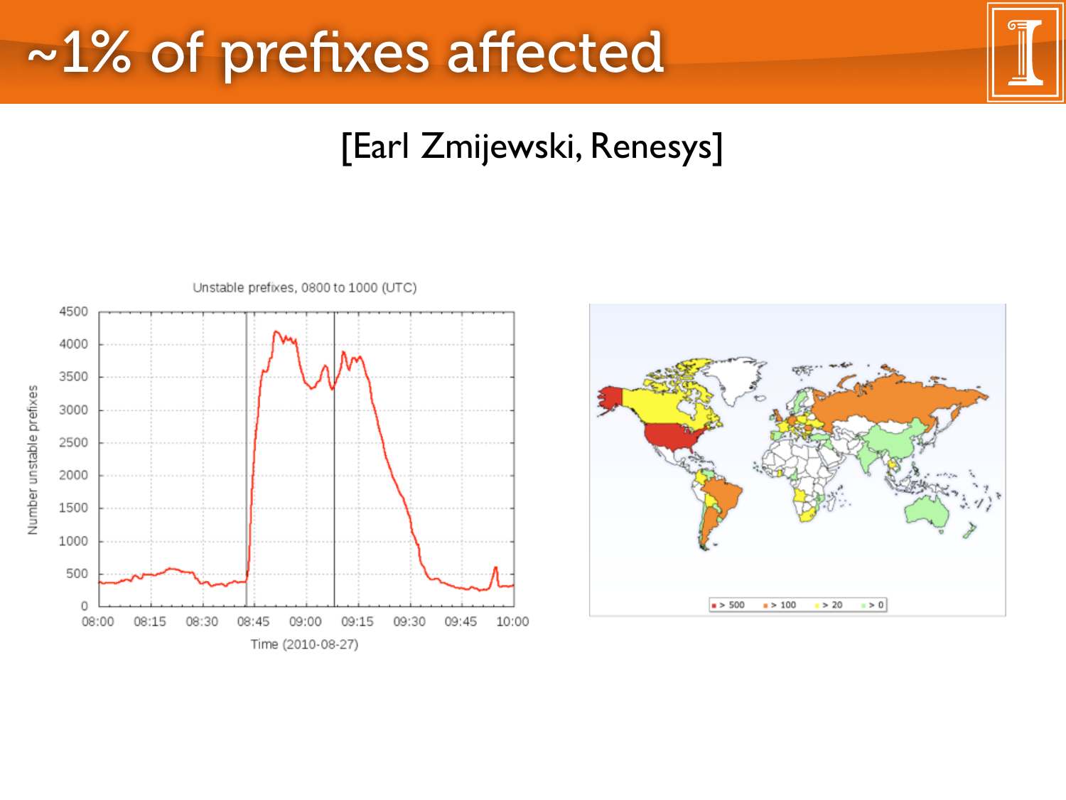# ~1% of prefixes affected

[Earl Zmijewski, Renesys]

Unstable prefixes, 0800 to 1000 (UTC)

Number unstable prefixes

4500
4000
3500
3000
2500
2000
1500
1000
500
0

08:00 08:15 08:30 08:45 09:00 09:15 09:30 09:45 10:00

Time (2010-08-27)

> 500 > 100 > 20 > 0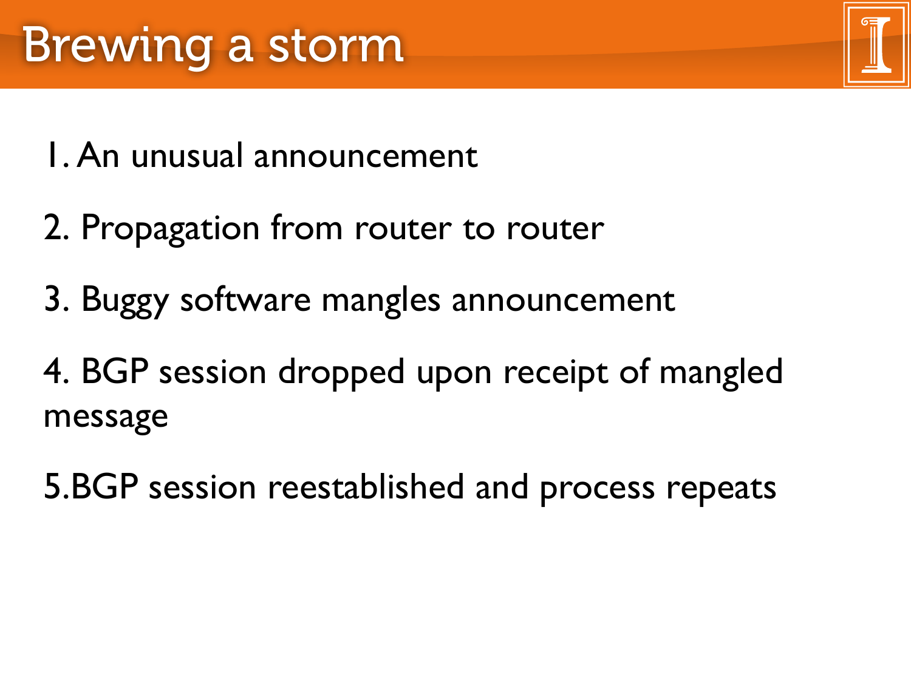# Brewing a storm

1. An unusual announcement
2. Propagation from router to router
3. Buggy software mangles announcement
4. BGP session dropped upon receipt of mangled message
5. BGP session reestablished and process repeats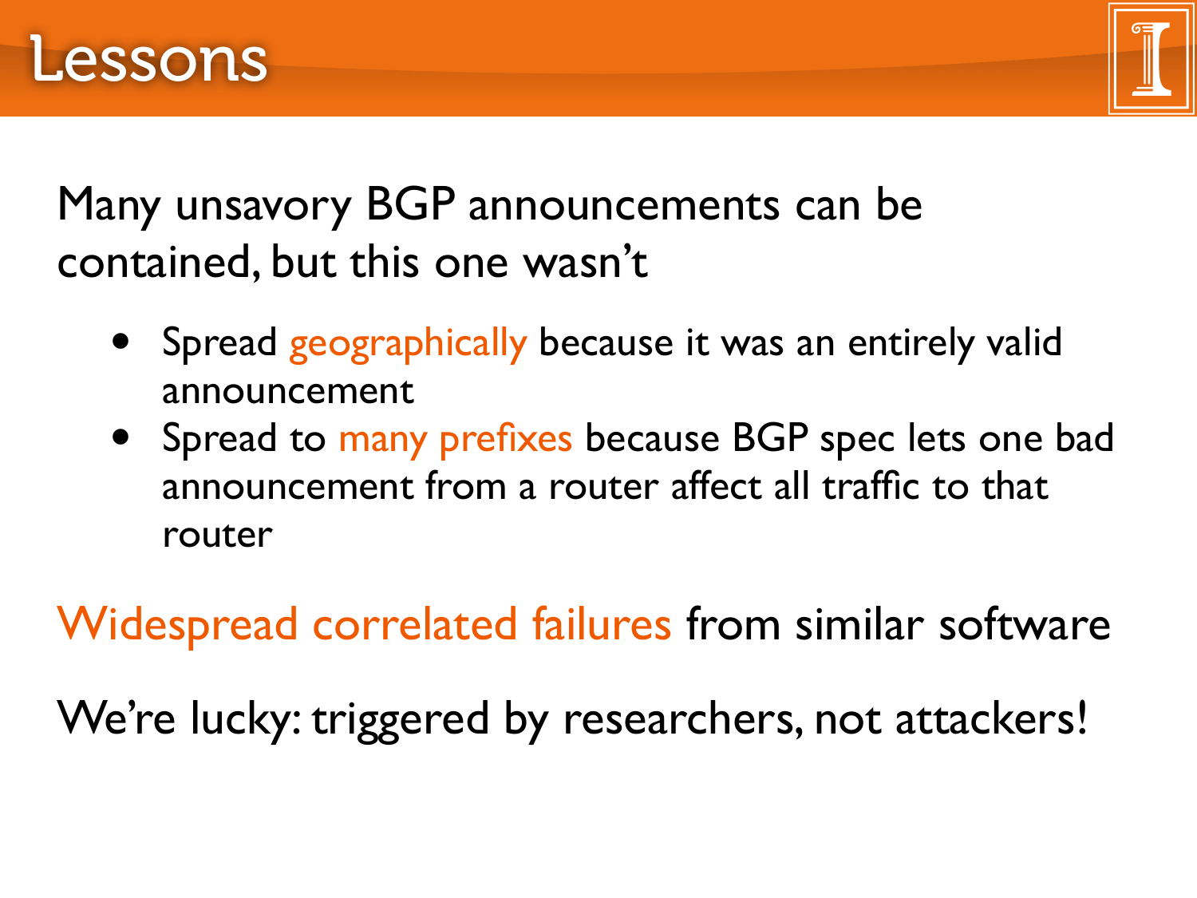# Lessons

Many unsavory BGP announcements can be contained, but this one wasn't

- Spread geographically because it was an entirely valid announcement
- Spread to many prefixes because BGP spec lets one bad announcement from a router affect all traffic to that router

Widespread correlated failures from similar software

We're lucky: triggered by researchers, not attackers!